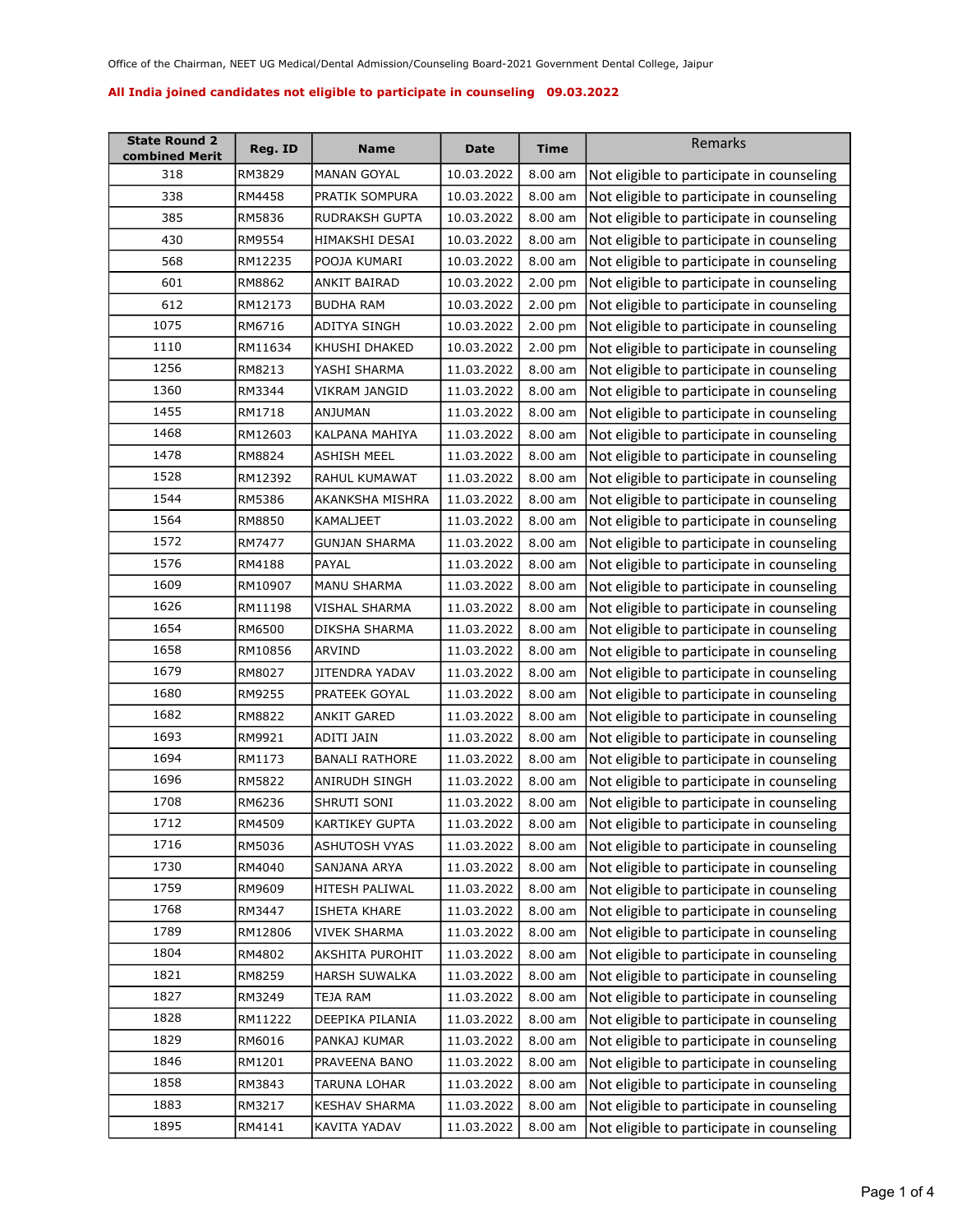Office of the Chairman, NEET UG Medical/Dental Admission/Counseling Board-2021 Government Dental College, Jaipur

**All India joined candidates not eligible to participate in counseling 09.03.2022**

| State Round 2 combined Merit | Reg. ID | Name | Date | Time | Remarks |
|---|---|---|---|---|---|
| 318 | RM3829 | MANAN GOYAL | 10.03.2022 | 8.00 am | Not eligible to participate in counseling |
| 338 | RM4458 | PRATIK SOMPURA | 10.03.2022 | 8.00 am | Not eligible to participate in counseling |
| 385 | RM5836 | RUDRAKSH GUPTA | 10.03.2022 | 8.00 am | Not eligible to participate in counseling |
| 430 | RM9554 | HIMAKSHI DESAI | 10.03.2022 | 8.00 am | Not eligible to participate in counseling |
| 568 | RM12235 | POOJA KUMARI | 10.03.2022 | 8.00 am | Not eligible to participate in counseling |
| 601 | RM8862 | ANKIT BAIRAD | 10.03.2022 | 2.00 pm | Not eligible to participate in counseling |
| 612 | RM12173 | BUDHA RAM | 10.03.2022 | 2.00 pm | Not eligible to participate in counseling |
| 1075 | RM6716 | ADITYA SINGH | 10.03.2022 | 2.00 pm | Not eligible to participate in counseling |
| 1110 | RM11634 | KHUSHI DHAKED | 10.03.2022 | 2.00 pm | Not eligible to participate in counseling |
| 1256 | RM8213 | YASHI SHARMA | 11.03.2022 | 8.00 am | Not eligible to participate in counseling |
| 1360 | RM3344 | VIKRAM JANGID | 11.03.2022 | 8.00 am | Not eligible to participate in counseling |
| 1455 | RM1718 | ANJUMAN | 11.03.2022 | 8.00 am | Not eligible to participate in counseling |
| 1468 | RM12603 | KALPANA MAHIYA | 11.03.2022 | 8.00 am | Not eligible to participate in counseling |
| 1478 | RM8824 | ASHISH MEEL | 11.03.2022 | 8.00 am | Not eligible to participate in counseling |
| 1528 | RM12392 | RAHUL KUMAWAT | 11.03.2022 | 8.00 am | Not eligible to participate in counseling |
| 1544 | RM5386 | AKANKSHA MISHRA | 11.03.2022 | 8.00 am | Not eligible to participate in counseling |
| 1564 | RM8850 | KAMALJEET | 11.03.2022 | 8.00 am | Not eligible to participate in counseling |
| 1572 | RM7477 | GUNJAN SHARMA | 11.03.2022 | 8.00 am | Not eligible to participate in counseling |
| 1576 | RM4188 | PAYAL | 11.03.2022 | 8.00 am | Not eligible to participate in counseling |
| 1609 | RM10907 | MANU SHARMA | 11.03.2022 | 8.00 am | Not eligible to participate in counseling |
| 1626 | RM11198 | VISHAL SHARMA | 11.03.2022 | 8.00 am | Not eligible to participate in counseling |
| 1654 | RM6500 | DIKSHA SHARMA | 11.03.2022 | 8.00 am | Not eligible to participate in counseling |
| 1658 | RM10856 | ARVIND | 11.03.2022 | 8.00 am | Not eligible to participate in counseling |
| 1679 | RM8027 | JITENDRA YADAV | 11.03.2022 | 8.00 am | Not eligible to participate in counseling |
| 1680 | RM9255 | PRATEEK GOYAL | 11.03.2022 | 8.00 am | Not eligible to participate in counseling |
| 1682 | RM8822 | ANKIT GARED | 11.03.2022 | 8.00 am | Not eligible to participate in counseling |
| 1693 | RM9921 | ADITI JAIN | 11.03.2022 | 8.00 am | Not eligible to participate in counseling |
| 1694 | RM1173 | BANALI RATHORE | 11.03.2022 | 8.00 am | Not eligible to participate in counseling |
| 1696 | RM5822 | ANIRUDH SINGH | 11.03.2022 | 8.00 am | Not eligible to participate in counseling |
| 1708 | RM6236 | SHRUTI SONI | 11.03.2022 | 8.00 am | Not eligible to participate in counseling |
| 1712 | RM4509 | KARTIKEY GUPTA | 11.03.2022 | 8.00 am | Not eligible to participate in counseling |
| 1716 | RM5036 | ASHUTOSH VYAS | 11.03.2022 | 8.00 am | Not eligible to participate in counseling |
| 1730 | RM4040 | SANJANA ARYA | 11.03.2022 | 8.00 am | Not eligible to participate in counseling |
| 1759 | RM9609 | HITESH PALIWAL | 11.03.2022 | 8.00 am | Not eligible to participate in counseling |
| 1768 | RM3447 | ISHETA KHARE | 11.03.2022 | 8.00 am | Not eligible to participate in counseling |
| 1789 | RM12806 | VIVEK SHARMA | 11.03.2022 | 8.00 am | Not eligible to participate in counseling |
| 1804 | RM4802 | AKSHITA PUROHIT | 11.03.2022 | 8.00 am | Not eligible to participate in counseling |
| 1821 | RM8259 | HARSH SUWALKA | 11.03.2022 | 8.00 am | Not eligible to participate in counseling |
| 1827 | RM3249 | TEJA RAM | 11.03.2022 | 8.00 am | Not eligible to participate in counseling |
| 1828 | RM11222 | DEEPIKA PILANIA | 11.03.2022 | 8.00 am | Not eligible to participate in counseling |
| 1829 | RM6016 | PANKAJ KUMAR | 11.03.2022 | 8.00 am | Not eligible to participate in counseling |
| 1846 | RM1201 | PRAVEENA BANO | 11.03.2022 | 8.00 am | Not eligible to participate in counseling |
| 1858 | RM3843 | TARUNA LOHAR | 11.03.2022 | 8.00 am | Not eligible to participate in counseling |
| 1883 | RM3217 | KESHAV SHARMA | 11.03.2022 | 8.00 am | Not eligible to participate in counseling |
| 1895 | RM4141 | KAVITA YADAV | 11.03.2022 | 8.00 am | Not eligible to participate in counseling |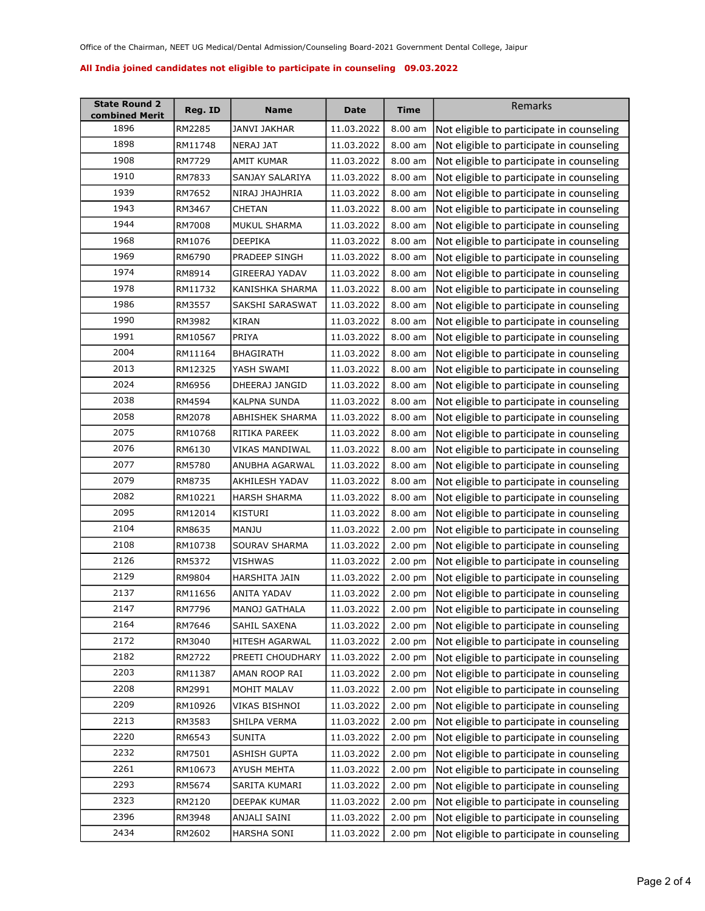Office of the Chairman, NEET UG Medical/Dental Admission/Counseling Board-2021 Government Dental College, Jaipur

**All India joined candidates not eligible to participate in counseling 09.03.2022**

| State Round 2 combined Merit | Reg. ID | Name | Date | Time | Remarks |
|---|---|---|---|---|---|
| 1896 | RM2285 | JANVI JAKHAR | 11.03.2022 | 8.00 am | Not eligible to participate in counseling |
| 1898 | RM11748 | NERAJ JAT | 11.03.2022 | 8.00 am | Not eligible to participate in counseling |
| 1908 | RM7729 | AMIT KUMAR | 11.03.2022 | 8.00 am | Not eligible to participate in counseling |
| 1910 | RM7833 | SANJAY SALARIYA | 11.03.2022 | 8.00 am | Not eligible to participate in counseling |
| 1939 | RM7652 | NIRAJ JHAJHRIA | 11.03.2022 | 8.00 am | Not eligible to participate in counseling |
| 1943 | RM3467 | CHETAN | 11.03.2022 | 8.00 am | Not eligible to participate in counseling |
| 1944 | RM7008 | MUKUL SHARMA | 11.03.2022 | 8.00 am | Not eligible to participate in counseling |
| 1968 | RM1076 | DEEPIKA | 11.03.2022 | 8.00 am | Not eligible to participate in counseling |
| 1969 | RM6790 | PRADEEP SINGH | 11.03.2022 | 8.00 am | Not eligible to participate in counseling |
| 1974 | RM8914 | GIREERAJ YADAV | 11.03.2022 | 8.00 am | Not eligible to participate in counseling |
| 1978 | RM11732 | KANISHKA SHARMA | 11.03.2022 | 8.00 am | Not eligible to participate in counseling |
| 1986 | RM3557 | SAKSHI SARASWAT | 11.03.2022 | 8.00 am | Not eligible to participate in counseling |
| 1990 | RM3982 | KIRAN | 11.03.2022 | 8.00 am | Not eligible to participate in counseling |
| 1991 | RM10567 | PRIYA | 11.03.2022 | 8.00 am | Not eligible to participate in counseling |
| 2004 | RM11164 | BHAGIRATH | 11.03.2022 | 8.00 am | Not eligible to participate in counseling |
| 2013 | RM12325 | YASH SWAMI | 11.03.2022 | 8.00 am | Not eligible to participate in counseling |
| 2024 | RM6956 | DHEERAJ JANGID | 11.03.2022 | 8.00 am | Not eligible to participate in counseling |
| 2038 | RM4594 | KALPNA SUNDA | 11.03.2022 | 8.00 am | Not eligible to participate in counseling |
| 2058 | RM2078 | ABHISHEK SHARMA | 11.03.2022 | 8.00 am | Not eligible to participate in counseling |
| 2075 | RM10768 | RITIKA PAREEK | 11.03.2022 | 8.00 am | Not eligible to participate in counseling |
| 2076 | RM6130 | VIKAS MANDIWAL | 11.03.2022 | 8.00 am | Not eligible to participate in counseling |
| 2077 | RM5780 | ANUBHA AGARWAL | 11.03.2022 | 8.00 am | Not eligible to participate in counseling |
| 2079 | RM8735 | AKHILESH YADAV | 11.03.2022 | 8.00 am | Not eligible to participate in counseling |
| 2082 | RM10221 | HARSH SHARMA | 11.03.2022 | 8.00 am | Not eligible to participate in counseling |
| 2095 | RM12014 | KISTURI | 11.03.2022 | 8.00 am | Not eligible to participate in counseling |
| 2104 | RM8635 | MANJU | 11.03.2022 | 2.00 pm | Not eligible to participate in counseling |
| 2108 | RM10738 | SOURAV SHARMA | 11.03.2022 | 2.00 pm | Not eligible to participate in counseling |
| 2126 | RM5372 | VISHWAS | 11.03.2022 | 2.00 pm | Not eligible to participate in counseling |
| 2129 | RM9804 | HARSHITA JAIN | 11.03.2022 | 2.00 pm | Not eligible to participate in counseling |
| 2137 | RM11656 | ANITA YADAV | 11.03.2022 | 2.00 pm | Not eligible to participate in counseling |
| 2147 | RM7796 | MANOJ GATHALA | 11.03.2022 | 2.00 pm | Not eligible to participate in counseling |
| 2164 | RM7646 | SAHIL SAXENA | 11.03.2022 | 2.00 pm | Not eligible to participate in counseling |
| 2172 | RM3040 | HITESH AGARWAL | 11.03.2022 | 2.00 pm | Not eligible to participate in counseling |
| 2182 | RM2722 | PREETI CHOUDHARY | 11.03.2022 | 2.00 pm | Not eligible to participate in counseling |
| 2203 | RM11387 | AMAN ROOP RAI | 11.03.2022 | 2.00 pm | Not eligible to participate in counseling |
| 2208 | RM2991 | MOHIT MALAV | 11.03.2022 | 2.00 pm | Not eligible to participate in counseling |
| 2209 | RM10926 | VIKAS BISHNOI | 11.03.2022 | 2.00 pm | Not eligible to participate in counseling |
| 2213 | RM3583 | SHILPA VERMA | 11.03.2022 | 2.00 pm | Not eligible to participate in counseling |
| 2220 | RM6543 | SUNITA | 11.03.2022 | 2.00 pm | Not eligible to participate in counseling |
| 2232 | RM7501 | ASHISH GUPTA | 11.03.2022 | 2.00 pm | Not eligible to participate in counseling |
| 2261 | RM10673 | AYUSH MEHTA | 11.03.2022 | 2.00 pm | Not eligible to participate in counseling |
| 2293 | RM5674 | SARITA KUMARI | 11.03.2022 | 2.00 pm | Not eligible to participate in counseling |
| 2323 | RM2120 | DEEPAK KUMAR | 11.03.2022 | 2.00 pm | Not eligible to participate in counseling |
| 2396 | RM3948 | ANJALI SAINI | 11.03.2022 | 2.00 pm | Not eligible to participate in counseling |
| 2434 | RM2602 | HARSHA SONI | 11.03.2022 | 2.00 pm | Not eligible to participate in counseling |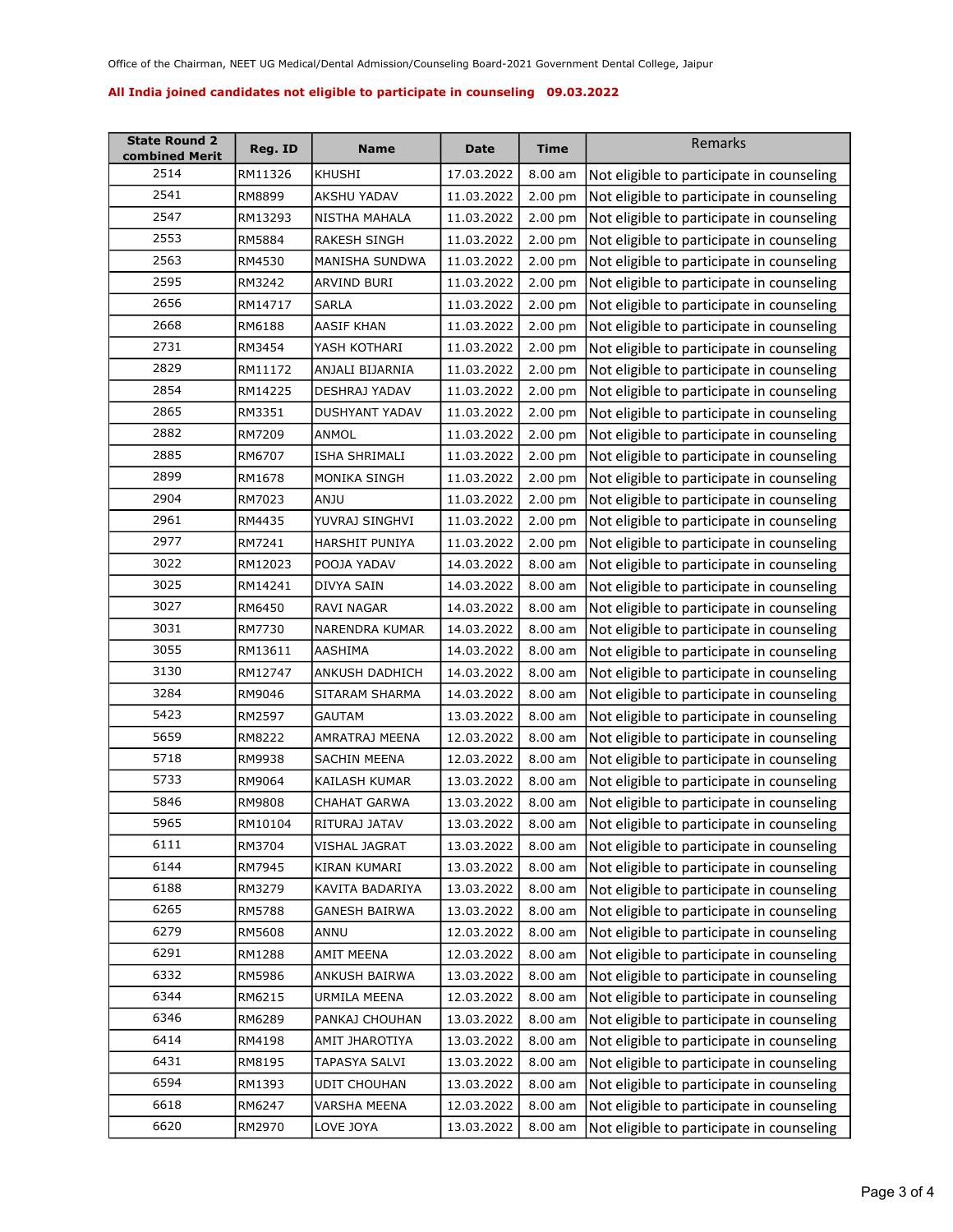Office of the Chairman, NEET UG Medical/Dental Admission/Counseling Board-2021 Government Dental College, Jaipur

**All India joined candidates not eligible to participate in counseling 09.03.2022**

| State Round 2 combined Merit | Reg. ID | Name | Date | Time | Remarks |
|---|---|---|---|---|---|
| 2514 | RM11326 | KHUSHI | 17.03.2022 | 8.00 am | Not eligible to participate in counseling |
| 2541 | RM8899 | AKSHU YADAV | 11.03.2022 | 2.00 pm | Not eligible to participate in counseling |
| 2547 | RM13293 | NISTHA MAHALA | 11.03.2022 | 2.00 pm | Not eligible to participate in counseling |
| 2553 | RM5884 | RAKESH SINGH | 11.03.2022 | 2.00 pm | Not eligible to participate in counseling |
| 2563 | RM4530 | MANISHA SUNDWA | 11.03.2022 | 2.00 pm | Not eligible to participate in counseling |
| 2595 | RM3242 | ARVIND BURI | 11.03.2022 | 2.00 pm | Not eligible to participate in counseling |
| 2656 | RM14717 | SARLA | 11.03.2022 | 2.00 pm | Not eligible to participate in counseling |
| 2668 | RM6188 | AASIF KHAN | 11.03.2022 | 2.00 pm | Not eligible to participate in counseling |
| 2731 | RM3454 | YASH KOTHARI | 11.03.2022 | 2.00 pm | Not eligible to participate in counseling |
| 2829 | RM11172 | ANJALI BIJARNIA | 11.03.2022 | 2.00 pm | Not eligible to participate in counseling |
| 2854 | RM14225 | DESHRAJ YADAV | 11.03.2022 | 2.00 pm | Not eligible to participate in counseling |
| 2865 | RM3351 | DUSHYANT YADAV | 11.03.2022 | 2.00 pm | Not eligible to participate in counseling |
| 2882 | RM7209 | ANMOL | 11.03.2022 | 2.00 pm | Not eligible to participate in counseling |
| 2885 | RM6707 | ISHA SHRIMALI | 11.03.2022 | 2.00 pm | Not eligible to participate in counseling |
| 2899 | RM1678 | MONIKA SINGH | 11.03.2022 | 2.00 pm | Not eligible to participate in counseling |
| 2904 | RM7023 | ANJU | 11.03.2022 | 2.00 pm | Not eligible to participate in counseling |
| 2961 | RM4435 | YUVRAJ SINGHVI | 11.03.2022 | 2.00 pm | Not eligible to participate in counseling |
| 2977 | RM7241 | HARSHIT PUNIYA | 11.03.2022 | 2.00 pm | Not eligible to participate in counseling |
| 3022 | RM12023 | POOJA YADAV | 14.03.2022 | 8.00 am | Not eligible to participate in counseling |
| 3025 | RM14241 | DIVYA SAIN | 14.03.2022 | 8.00 am | Not eligible to participate in counseling |
| 3027 | RM6450 | RAVI NAGAR | 14.03.2022 | 8.00 am | Not eligible to participate in counseling |
| 3031 | RM7730 | NARENDRA KUMAR | 14.03.2022 | 8.00 am | Not eligible to participate in counseling |
| 3055 | RM13611 | AASHIMA | 14.03.2022 | 8.00 am | Not eligible to participate in counseling |
| 3130 | RM12747 | ANKUSH DADHICH | 14.03.2022 | 8.00 am | Not eligible to participate in counseling |
| 3284 | RM9046 | SITARAM SHARMA | 14.03.2022 | 8.00 am | Not eligible to participate in counseling |
| 5423 | RM2597 | GAUTAM | 13.03.2022 | 8.00 am | Not eligible to participate in counseling |
| 5659 | RM8222 | AMRATRAJ MEENA | 12.03.2022 | 8.00 am | Not eligible to participate in counseling |
| 5718 | RM9938 | SACHIN MEENA | 12.03.2022 | 8.00 am | Not eligible to participate in counseling |
| 5733 | RM9064 | KAILASH KUMAR | 13.03.2022 | 8.00 am | Not eligible to participate in counseling |
| 5846 | RM9808 | CHAHAT GARWA | 13.03.2022 | 8.00 am | Not eligible to participate in counseling |
| 5965 | RM10104 | RITURAJ JATAV | 13.03.2022 | 8.00 am | Not eligible to participate in counseling |
| 6111 | RM3704 | VISHAL JAGRAT | 13.03.2022 | 8.00 am | Not eligible to participate in counseling |
| 6144 | RM7945 | KIRAN KUMARI | 13.03.2022 | 8.00 am | Not eligible to participate in counseling |
| 6188 | RM3279 | KAVITA BADARIYA | 13.03.2022 | 8.00 am | Not eligible to participate in counseling |
| 6265 | RM5788 | GANESH BAIRWA | 13.03.2022 | 8.00 am | Not eligible to participate in counseling |
| 6279 | RM5608 | ANNU | 12.03.2022 | 8.00 am | Not eligible to participate in counseling |
| 6291 | RM1288 | AMIT MEENA | 12.03.2022 | 8.00 am | Not eligible to participate in counseling |
| 6332 | RM5986 | ANKUSH BAIRWA | 13.03.2022 | 8.00 am | Not eligible to participate in counseling |
| 6344 | RM6215 | URMILA MEENA | 12.03.2022 | 8.00 am | Not eligible to participate in counseling |
| 6346 | RM6289 | PANKAJ CHOUHAN | 13.03.2022 | 8.00 am | Not eligible to participate in counseling |
| 6414 | RM4198 | AMIT JHAROTIYA | 13.03.2022 | 8.00 am | Not eligible to participate in counseling |
| 6431 | RM8195 | TAPASYA SALVI | 13.03.2022 | 8.00 am | Not eligible to participate in counseling |
| 6594 | RM1393 | UDIT CHOUHAN | 13.03.2022 | 8.00 am | Not eligible to participate in counseling |
| 6618 | RM6247 | VARSHA MEENA | 12.03.2022 | 8.00 am | Not eligible to participate in counseling |
| 6620 | RM2970 | LOVE JOYA | 13.03.2022 | 8.00 am | Not eligible to participate in counseling |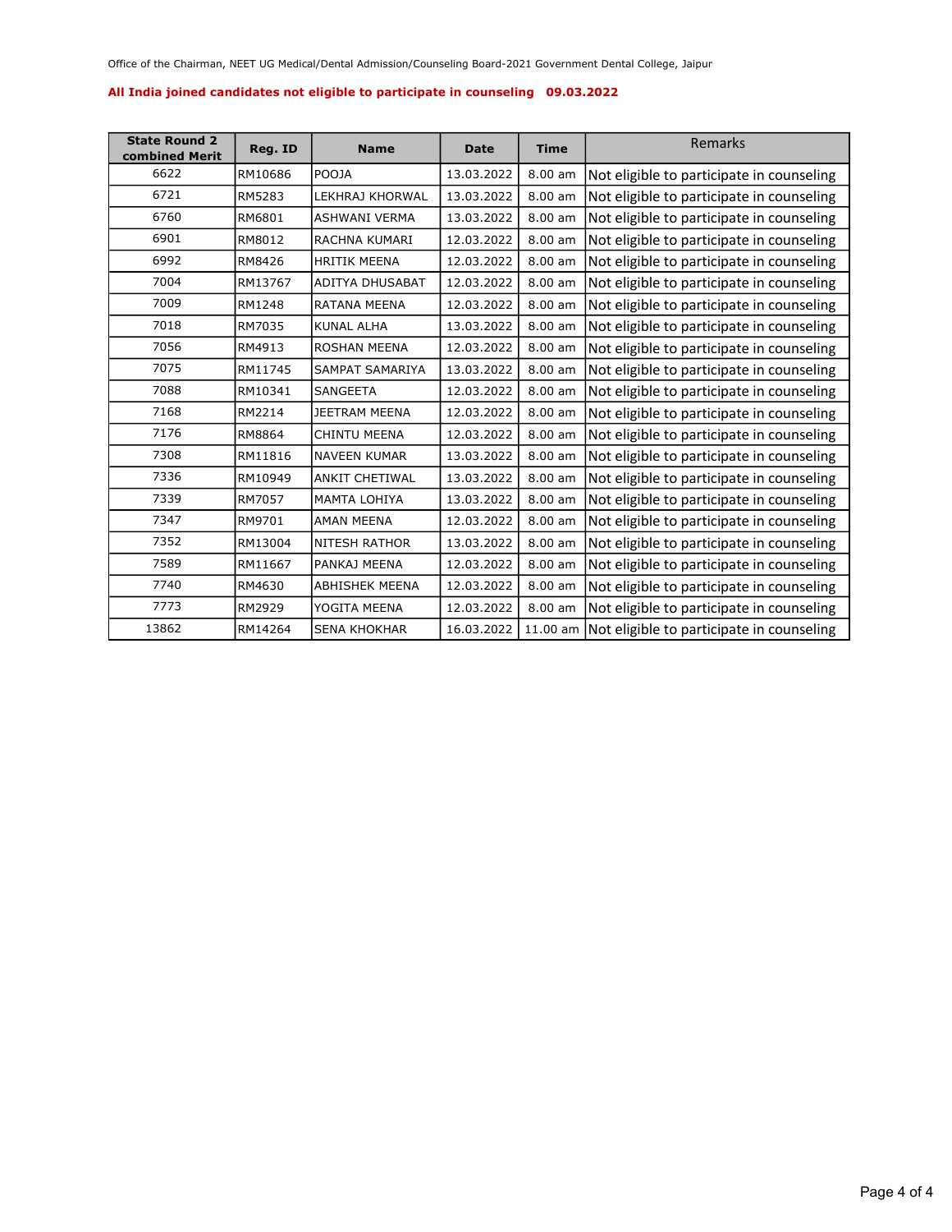Office of the Chairman, NEET UG Medical/Dental Admission/Counseling Board-2021 Government Dental College, Jaipur

**All India joined candidates not eligible to participate in counseling 09.03.2022**

| State Round 2 combined Merit | Reg. ID | Name | Date | Time | Remarks |
|---|---|---|---|---|---|
| 6622 | RM10686 | POOJA | 13.03.2022 | 8.00 am | Not eligible to participate in counseling |
| 6721 | RM5283 | LEKHRAJ KHORWAL | 13.03.2022 | 8.00 am | Not eligible to participate in counseling |
| 6760 | RM6801 | ASHWANI VERMA | 13.03.2022 | 8.00 am | Not eligible to participate in counseling |
| 6901 | RM8012 | RACHNA KUMARI | 12.03.2022 | 8.00 am | Not eligible to participate in counseling |
| 6992 | RM8426 | HRITIK MEENA | 12.03.2022 | 8.00 am | Not eligible to participate in counseling |
| 7004 | RM13767 | ADITYA DHUSABAT | 12.03.2022 | 8.00 am | Not eligible to participate in counseling |
| 7009 | RM1248 | RATANA MEENA | 12.03.2022 | 8.00 am | Not eligible to participate in counseling |
| 7018 | RM7035 | KUNAL ALHA | 13.03.2022 | 8.00 am | Not eligible to participate in counseling |
| 7056 | RM4913 | ROSHAN MEENA | 12.03.2022 | 8.00 am | Not eligible to participate in counseling |
| 7075 | RM11745 | SAMPAT SAMARIYA | 13.03.2022 | 8.00 am | Not eligible to participate in counseling |
| 7088 | RM10341 | SANGEETA | 12.03.2022 | 8.00 am | Not eligible to participate in counseling |
| 7168 | RM2214 | JEETRAM MEENA | 12.03.2022 | 8.00 am | Not eligible to participate in counseling |
| 7176 | RM8864 | CHINTU MEENA | 12.03.2022 | 8.00 am | Not eligible to participate in counseling |
| 7308 | RM11816 | NAVEEN KUMAR | 13.03.2022 | 8.00 am | Not eligible to participate in counseling |
| 7336 | RM10949 | ANKIT CHETIWAL | 13.03.2022 | 8.00 am | Not eligible to participate in counseling |
| 7339 | RM7057 | MAMTA LOHIYA | 13.03.2022 | 8.00 am | Not eligible to participate in counseling |
| 7347 | RM9701 | AMAN MEENA | 12.03.2022 | 8.00 am | Not eligible to participate in counseling |
| 7352 | RM13004 | NITESH RATHOR | 13.03.2022 | 8.00 am | Not eligible to participate in counseling |
| 7589 | RM11667 | PANKAJ MEENA | 12.03.2022 | 8.00 am | Not eligible to participate in counseling |
| 7740 | RM4630 | ABHISHEK MEENA | 12.03.2022 | 8.00 am | Not eligible to participate in counseling |
| 7773 | RM2929 | YOGITA MEENA | 12.03.2022 | 8.00 am | Not eligible to participate in counseling |
| 13862 | RM14264 | SENA KHOKHAR | 16.03.2022 | 11.00 am | Not eligible to participate in counseling |